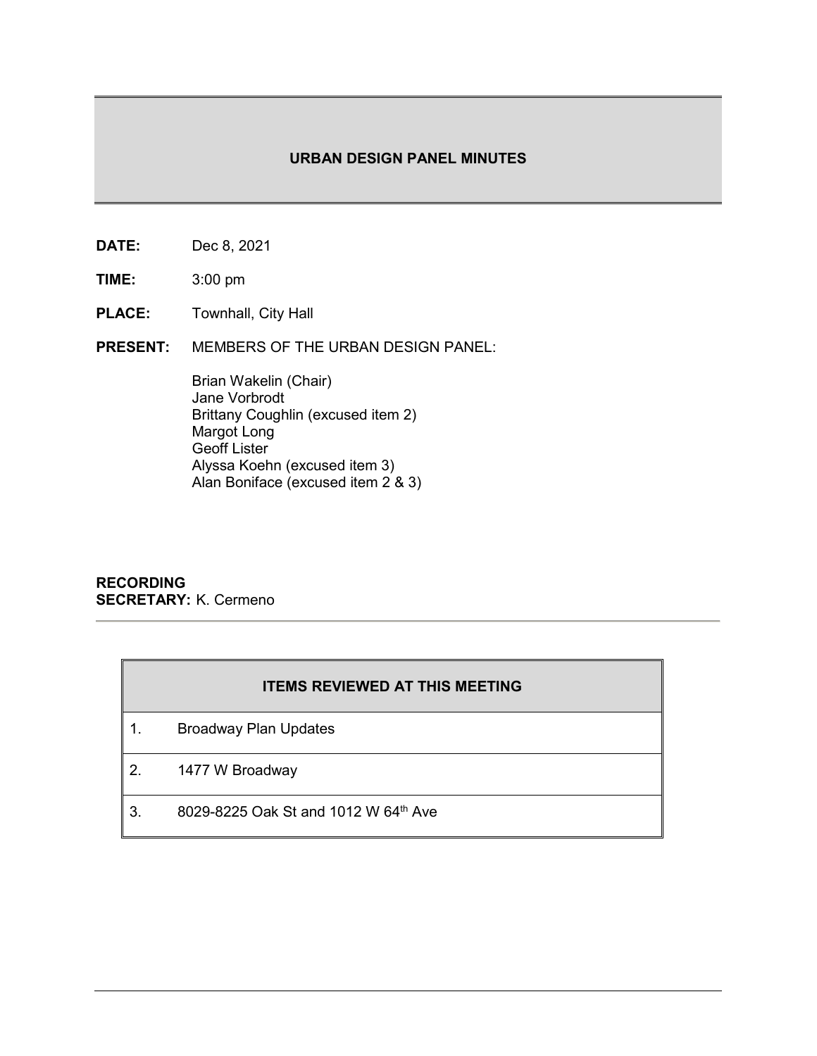# URBAN DESIGN PANEL MINUTES

**DATE:** Dec 8, 2021

**TIME:** 3:00 pm

**PLACE:** Townhall, City Hall

**PRESENT:** MEMBERS OF THE URBAN DESIGN PANEL:

Brian Wakelin (Chair)
Jane Vorbrodt
Brittany Coughlin (excused item 2)
Margot Long
Geoff Lister
Alyssa Koehn (excused item 3)
Alan Boniface (excused item 2 & 3)

**RECORDING SECRETARY:** K. Cermeno

| ITEMS REVIEWED AT THIS MEETING | |
|---|---|
| 1. | Broadway Plan Updates |
| 2. | 1477 W Broadway |
| 3. | 8029-8225 Oak St and 1012 W 64th Ave |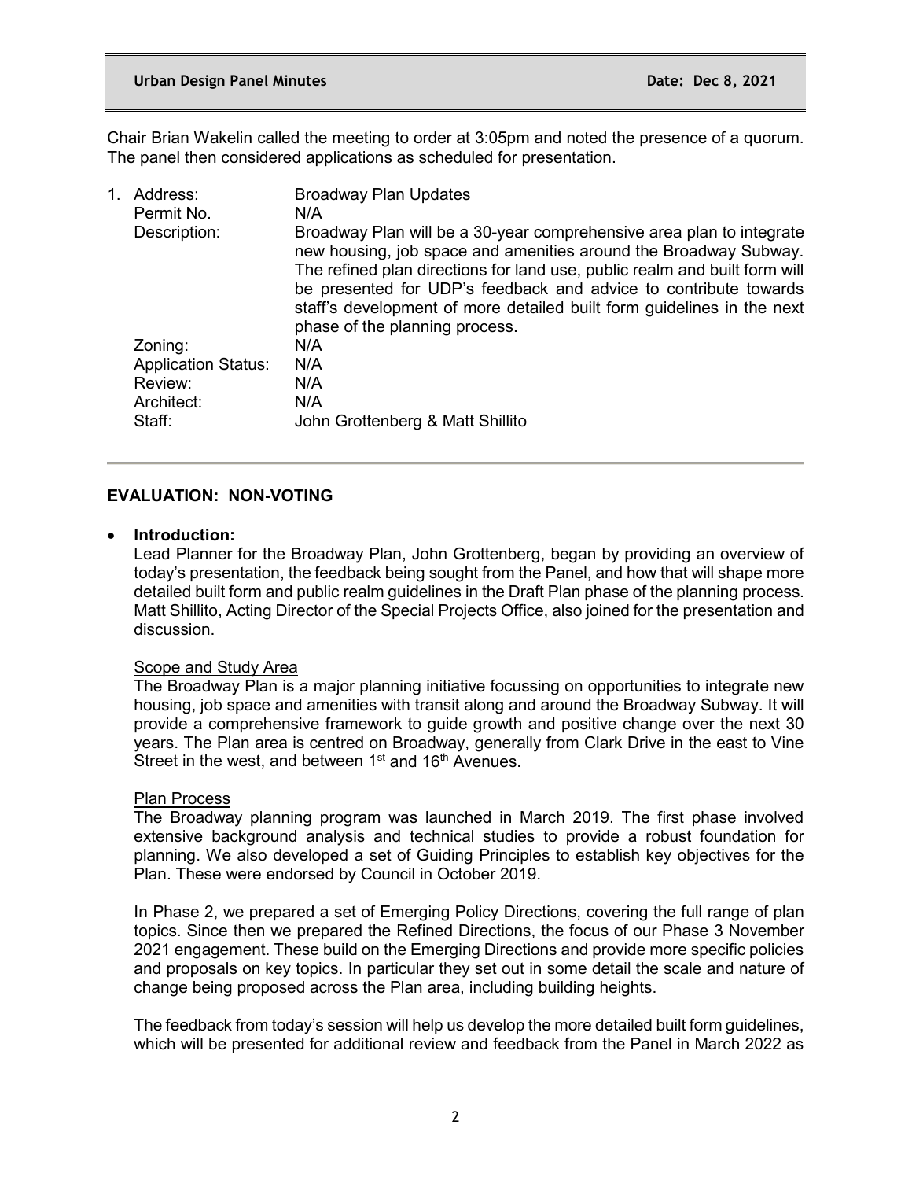Chair Brian Wakelin called the meeting to order at 3:05pm and noted the presence of a quorum. The panel then considered applications as scheduled for presentation.

1. | | |
---|---|
Address: | Broadway Plan Updates
Permit No. | N/A
Description: | Broadway Plan will be a 30-year comprehensive area plan to integrate new housing, job space and amenities around the Broadway Subway. The refined plan directions for land use, public realm and built form will be presented for UDP's feedback and advice to contribute towards staff's development of more detailed built form guidelines in the next phase of the planning process.
Zoning: | N/A
Application Status: | N/A
Review: | N/A
Architect: | N/A
Staff: | John Grottenberg & Matt Shillito

**EVALUATION: NON-VOTING**

- **Introduction:**

Lead Planner for the Broadway Plan, John Grottenberg, began by providing an overview of today's presentation, the feedback being sought from the Panel, and how that will shape more detailed built form and public realm guidelines in the Draft Plan phase of the planning process. Matt Shillito, Acting Director of the Special Projects Office, also joined for the presentation and discussion.

Scope and Study Area

The Broadway Plan is a major planning initiative focussing on opportunities to integrate new housing, job space and amenities with transit along and around the Broadway Subway. It will provide a comprehensive framework to guide growth and positive change over the next 30 years. The Plan area is centred on Broadway, generally from Clark Drive in the east to Vine Street in the west, and between 1st and 16th Avenues.

Plan Process

The Broadway planning program was launched in March 2019. The first phase involved extensive background analysis and technical studies to provide a robust foundation for planning. We also developed a set of Guiding Principles to establish key objectives for the Plan. These were endorsed by Council in October 2019.

In Phase 2, we prepared a set of Emerging Policy Directions, covering the full range of plan topics. Since then we prepared the Refined Directions, the focus of our Phase 3 November 2021 engagement. These build on the Emerging Directions and provide more specific policies and proposals on key topics. In particular they set out in some detail the scale and nature of change being proposed across the Plan area, including building heights.

The feedback from today's session will help us develop the more detailed built form guidelines, which will be presented for additional review and feedback from the Panel in March 2022 as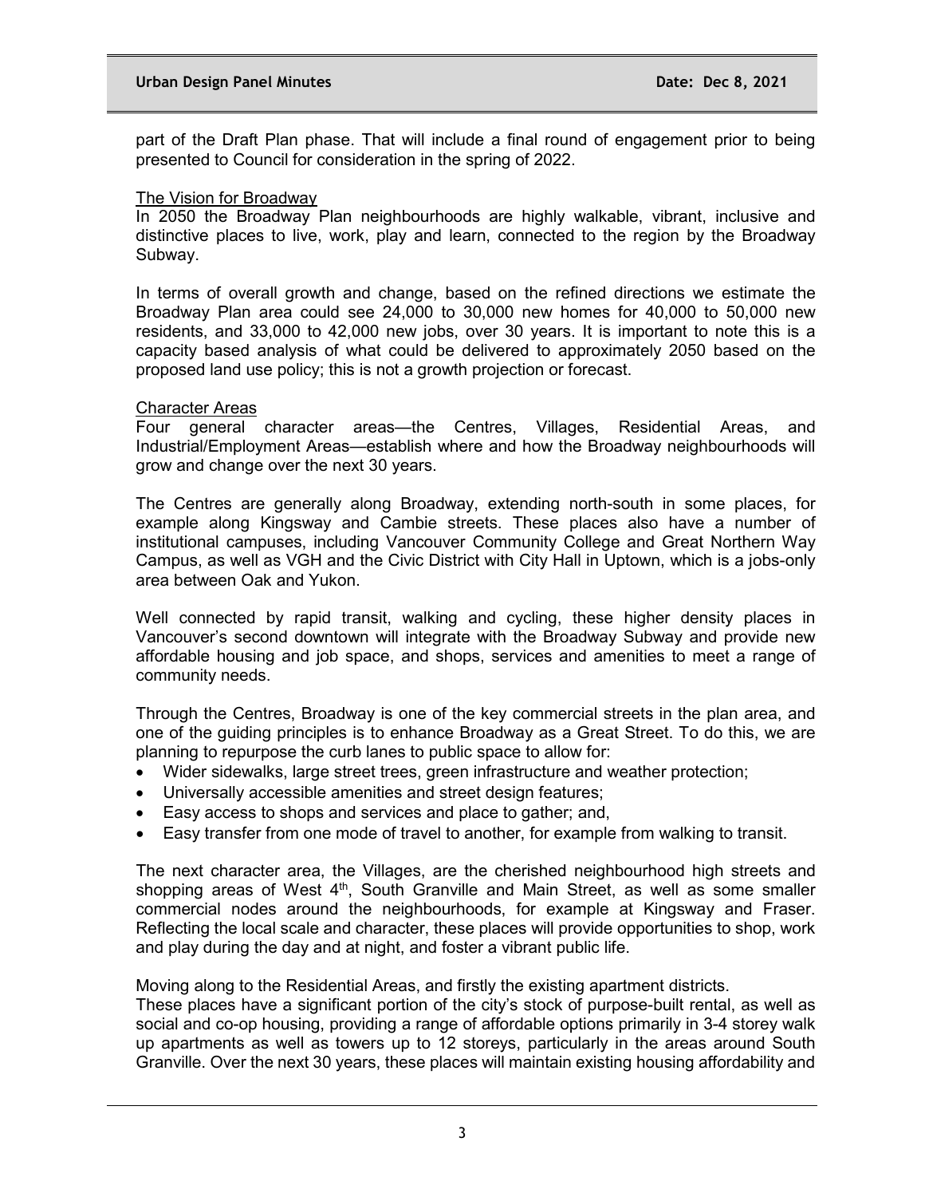part of the Draft Plan phase. That will include a final round of engagement prior to being presented to Council for consideration in the spring of 2022.

<u>The Vision for Broadway</u>

In 2050 the Broadway Plan neighbourhoods are highly walkable, vibrant, inclusive and distinctive places to live, work, play and learn, connected to the region by the Broadway Subway.

In terms of overall growth and change, based on the refined directions we estimate the Broadway Plan area could see 24,000 to 30,000 new homes for 40,000 to 50,000 new residents, and 33,000 to 42,000 new jobs, over 30 years. It is important to note this is a capacity based analysis of what could be delivered to approximately 2050 based on the proposed land use policy; this is not a growth projection or forecast.

<u>Character Areas</u>

Four general character areas—the Centres, Villages, Residential Areas, and Industrial/Employment Areas—establish where and how the Broadway neighbourhoods will grow and change over the next 30 years.

The Centres are generally along Broadway, extending north-south in some places, for example along Kingsway and Cambie streets. These places also have a number of institutional campuses, including Vancouver Community College and Great Northern Way Campus, as well as VGH and the Civic District with City Hall in Uptown, which is a jobs-only area between Oak and Yukon.

Well connected by rapid transit, walking and cycling, these higher density places in Vancouver's second downtown will integrate with the Broadway Subway and provide new affordable housing and job space, and shops, services and amenities to meet a range of community needs.

Through the Centres, Broadway is one of the key commercial streets in the plan area, and one of the guiding principles is to enhance Broadway as a Great Street. To do this, we are planning to repurpose the curb lanes to public space to allow for:

- Wider sidewalks, large street trees, green infrastructure and weather protection;
- Universally accessible amenities and street design features;
- Easy access to shops and services and place to gather; and,
- Easy transfer from one mode of travel to another, for example from walking to transit.

The next character area, the Villages, are the cherished neighbourhood high streets and shopping areas of West 4th, South Granville and Main Street, as well as some smaller commercial nodes around the neighbourhoods, for example at Kingsway and Fraser. Reflecting the local scale and character, these places will provide opportunities to shop, work and play during the day and at night, and foster a vibrant public life.

Moving along to the Residential Areas, and firstly the existing apartment districts.
These places have a significant portion of the city's stock of purpose-built rental, as well as social and co-op housing, providing a range of affordable options primarily in 3-4 storey walk up apartments as well as towers up to 12 storeys, particularly in the areas around South Granville. Over the next 30 years, these places will maintain existing housing affordability and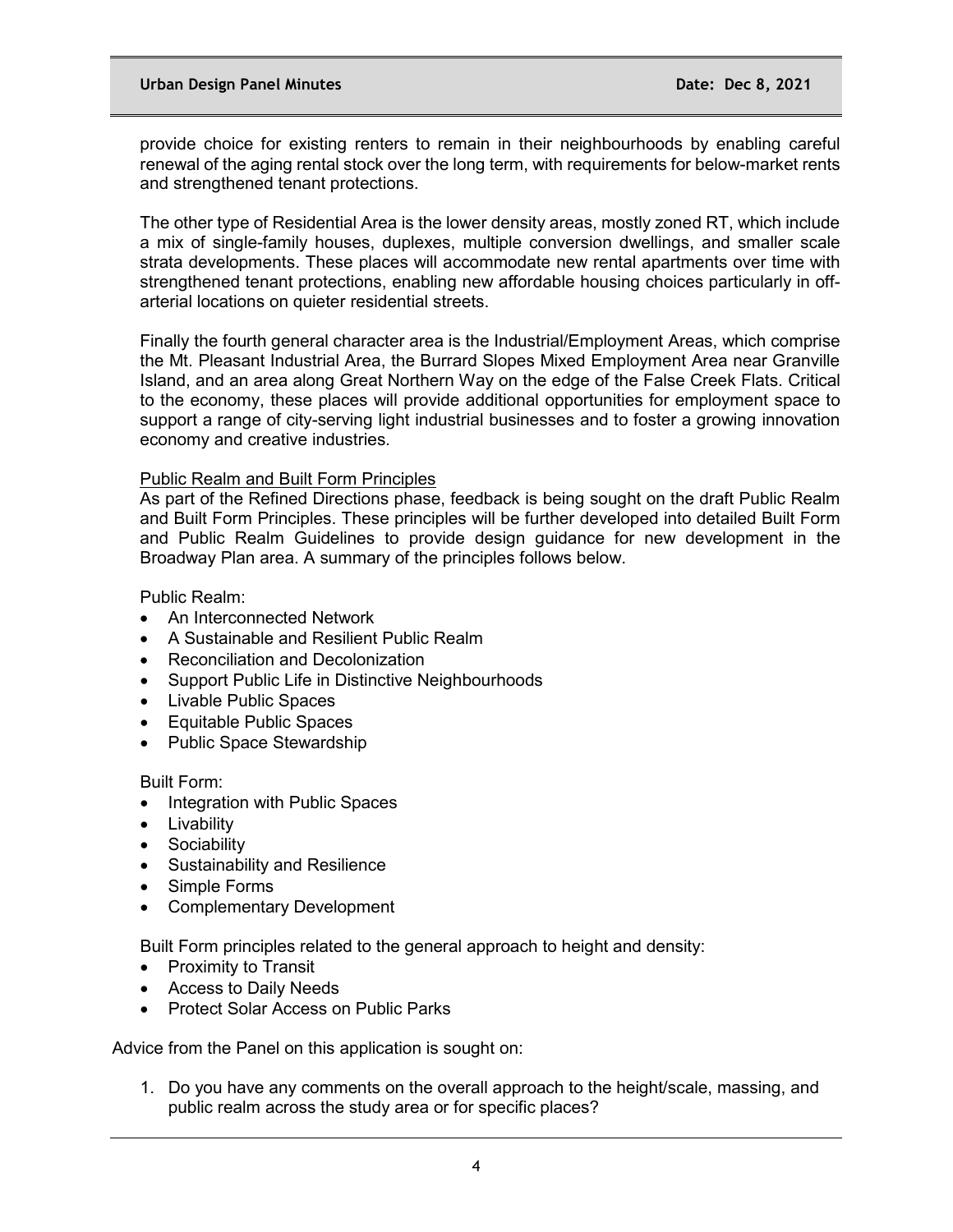provide choice for existing renters to remain in their neighbourhoods by enabling careful renewal of the aging rental stock over the long term, with requirements for below-market rents and strengthened tenant protections.

The other type of Residential Area is the lower density areas, mostly zoned RT, which include a mix of single-family houses, duplexes, multiple conversion dwellings, and smaller scale strata developments. These places will accommodate new rental apartments over time with strengthened tenant protections, enabling new affordable housing choices particularly in off-arterial locations on quieter residential streets.

Finally the fourth general character area is the Industrial/Employment Areas, which comprise the Mt. Pleasant Industrial Area, the Burrard Slopes Mixed Employment Area near Granville Island, and an area along Great Northern Way on the edge of the False Creek Flats. Critical to the economy, these places will provide additional opportunities for employment space to support a range of city-serving light industrial businesses and to foster a growing innovation economy and creative industries.

<u>Public Realm and Built Form Principles</u>

As part of the Refined Directions phase, feedback is being sought on the draft Public Realm and Built Form Principles. These principles will be further developed into detailed Built Form and Public Realm Guidelines to provide design guidance for new development in the Broadway Plan area. A summary of the principles follows below.

Public Realm:

- An Interconnected Network
- A Sustainable and Resilient Public Realm
- Reconciliation and Decolonization
- Support Public Life in Distinctive Neighbourhoods
- Livable Public Spaces
- Equitable Public Spaces
- Public Space Stewardship

Built Form:

- Integration with Public Spaces
- Livability
- Sociability
- Sustainability and Resilience
- Simple Forms
- Complementary Development

Built Form principles related to the general approach to height and density:

- Proximity to Transit
- Access to Daily Needs
- Protect Solar Access on Public Parks

Advice from the Panel on this application is sought on:

1. Do you have any comments on the overall approach to the height/scale, massing, and public realm across the study area or for specific places?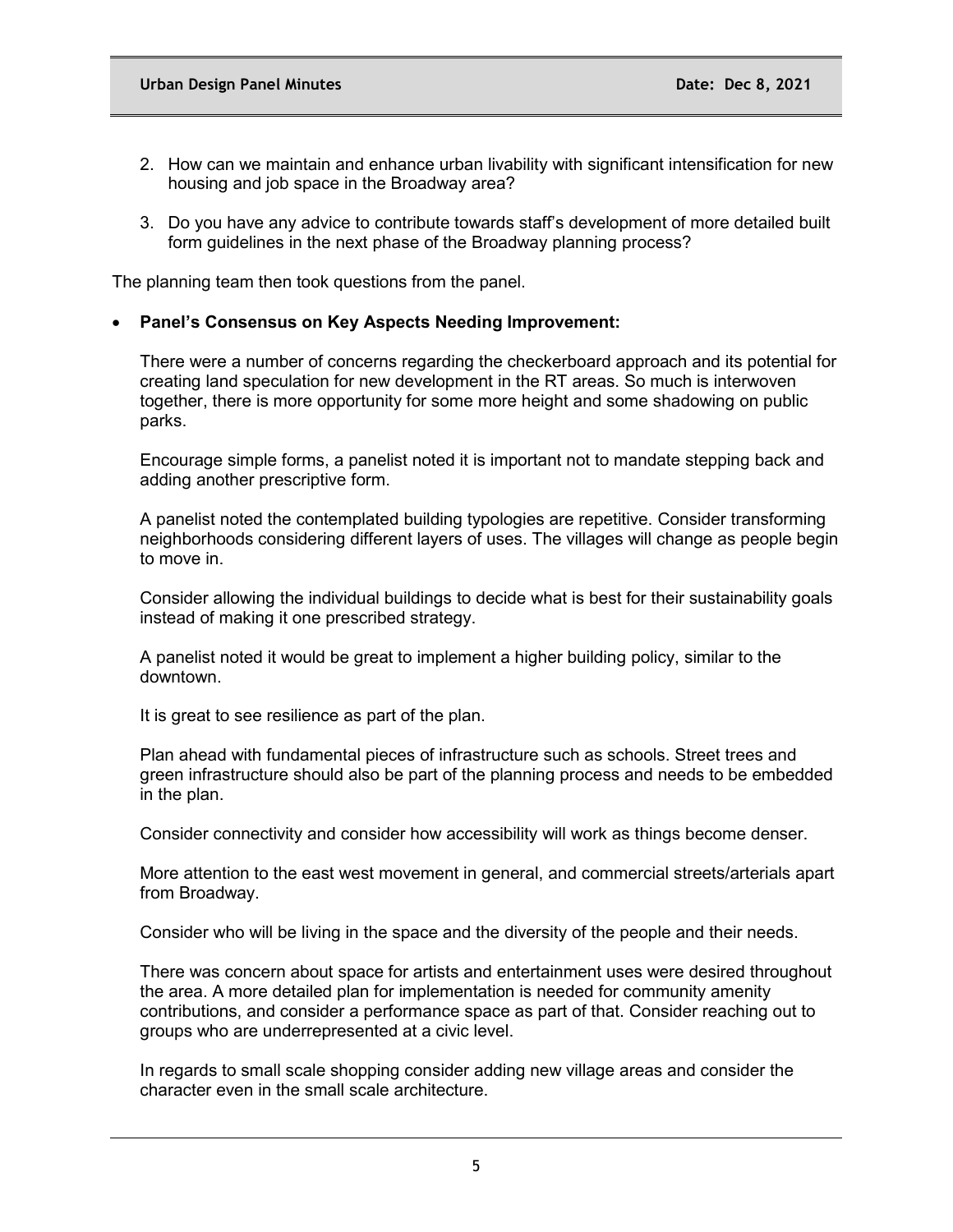2. How can we maintain and enhance urban livability with significant intensification for new housing and job space in the Broadway area?

3. Do you have any advice to contribute towards staff's development of more detailed built form guidelines in the next phase of the Broadway planning process?

The planning team then took questions from the panel.

- **Panel's Consensus on Key Aspects Needing Improvement:**

  There were a number of concerns regarding the checkerboard approach and its potential for creating land speculation for new development in the RT areas. So much is interwoven together, there is more opportunity for some more height and some shadowing on public parks.

  Encourage simple forms, a panelist noted it is important not to mandate stepping back and adding another prescriptive form.

  A panelist noted the contemplated building typologies are repetitive. Consider transforming neighborhoods considering different layers of uses. The villages will change as people begin to move in.

  Consider allowing the individual buildings to decide what is best for their sustainability goals instead of making it one prescribed strategy.

  A panelist noted it would be great to implement a higher building policy, similar to the downtown.

  It is great to see resilience as part of the plan.

  Plan ahead with fundamental pieces of infrastructure such as schools. Street trees and green infrastructure should also be part of the planning process and needs to be embedded in the plan.

  Consider connectivity and consider how accessibility will work as things become denser.

  More attention to the east west movement in general, and commercial streets/arterials apart from Broadway.

  Consider who will be living in the space and the diversity of the people and their needs.

  There was concern about space for artists and entertainment uses were desired throughout the area. A more detailed plan for implementation is needed for community amenity contributions, and consider a performance space as part of that. Consider reaching out to groups who are underrepresented at a civic level.

  In regards to small scale shopping consider adding new village areas and consider the character even in the small scale architecture.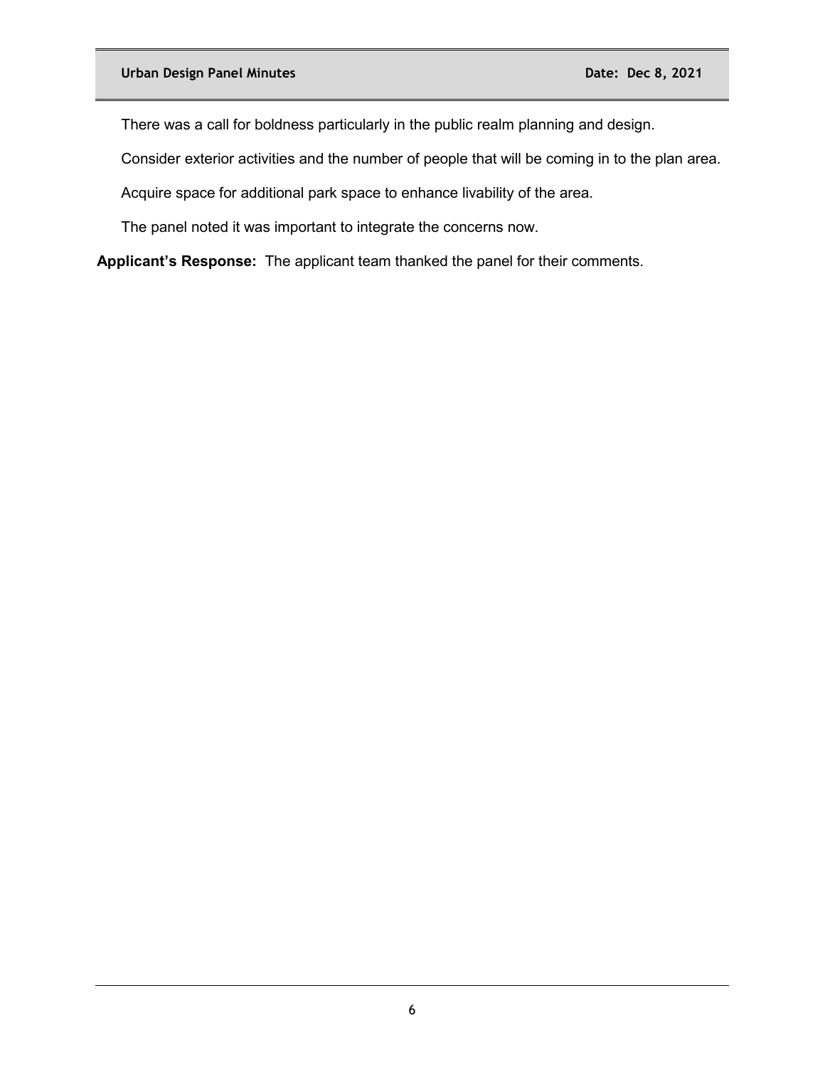There was a call for boldness particularly in the public realm planning and design.

Consider exterior activities and the number of people that will be coming in to the plan area.

Acquire space for additional park space to enhance livability of the area.

The panel noted it was important to integrate the concerns now.

**Applicant's Response:** The applicant team thanked the panel for their comments.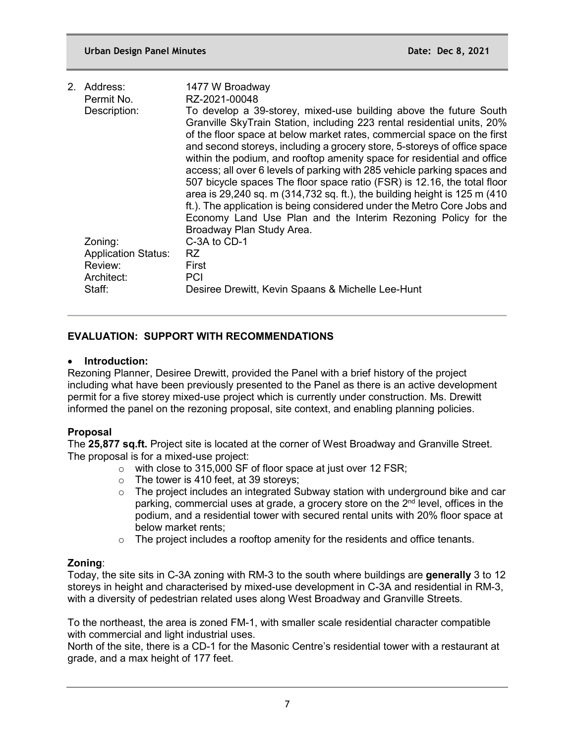2. Address: 1477 W Broadway
   Permit No. RZ-2021-00048
   Description: To develop a 39-storey, mixed-use building above the future South Granville SkyTrain Station, including 223 rental residential units, 20% of the floor space at below market rates, commercial space on the first and second storeys, including a grocery store, 5-storeys of office space within the podium, and rooftop amenity space for residential and office access; all over 6 levels of parking with 285 vehicle parking spaces and 507 bicycle spaces The floor space ratio (FSR) is 12.16, the total floor area is 29,240 sq. m (314,732 sq. ft.), the building height is 125 m (410 ft.). The application is being considered under the Metro Core Jobs and Economy Land Use Plan and the Interim Rezoning Policy for the Broadway Plan Study Area.
   Zoning: C-3A to CD-1
   Application Status: RZ
   Review: First
   Architect: PCI
   Staff: Desiree Drewitt, Kevin Spaans & Michelle Lee-Hunt

## EVALUATION: SUPPORT WITH RECOMMENDATIONS

- **Introduction:**

Rezoning Planner, Desiree Drewitt, provided the Panel with a brief history of the project including what have been previously presented to the Panel as there is an active development permit for a five storey mixed-use project which is currently under construction. Ms. Drewitt informed the panel on the rezoning proposal, site context, and enabling planning policies.

**Proposal**

The **25,877 sq.ft.** Project site is located at the corner of West Broadway and Granville Street. The proposal is for a mixed-use project:

- with close to 315,000 SF of floor space at just over 12 FSR;
- The tower is 410 feet, at 39 storeys;
- The project includes an integrated Subway station with underground bike and car parking, commercial uses at grade, a grocery store on the 2nd level, offices in the podium, and a residential tower with secured rental units with 20% floor space at below market rents;
- The project includes a rooftop amenity for the residents and office tenants.

**Zoning**:

Today, the site sits in C-3A zoning with RM-3 to the south where buildings are **generally** 3 to 12 storeys in height and characterised by mixed-use development in C-3A and residential in RM-3, with a diversity of pedestrian related uses along West Broadway and Granville Streets.

To the northeast, the area is zoned FM-1, with smaller scale residential character compatible with commercial and light industrial uses.

North of the site, there is a CD-1 for the Masonic Centre's residential tower with a restaurant at grade, and a max height of 177 feet.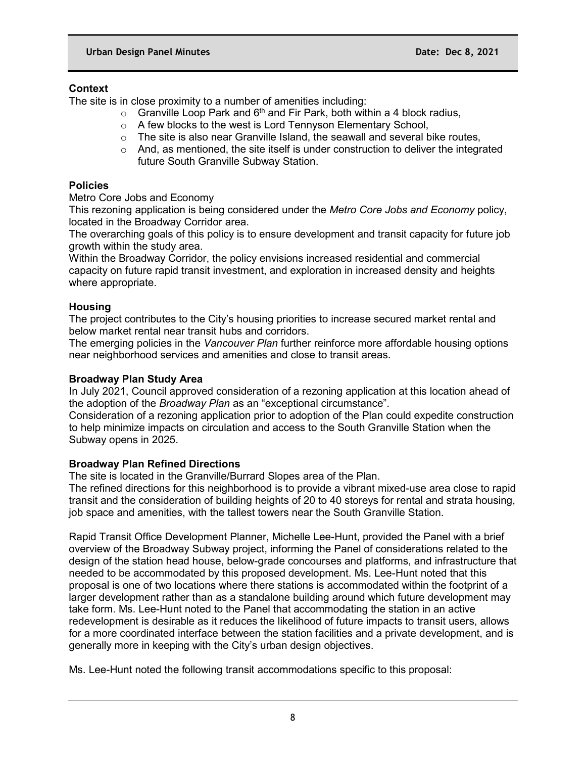**Context**

The site is in close proximity to a number of amenities including:

- Granville Loop Park and 6th and Fir Park, both within a 4 block radius,
- A few blocks to the west is Lord Tennyson Elementary School,
- The site is also near Granville Island, the seawall and several bike routes,
- And, as mentioned, the site itself is under construction to deliver the integrated future South Granville Subway Station.

**Policies**

Metro Core Jobs and Economy

This rezoning application is being considered under the *Metro Core Jobs and Economy* policy, located in the Broadway Corridor area.

The overarching goals of this policy is to ensure development and transit capacity for future job growth within the study area.

Within the Broadway Corridor, the policy envisions increased residential and commercial capacity on future rapid transit investment, and exploration in increased density and heights where appropriate.

**Housing**

The project contributes to the City's housing priorities to increase secured market rental and below market rental near transit hubs and corridors.

The emerging policies in the *Vancouver Plan* further reinforce more affordable housing options near neighborhood services and amenities and close to transit areas.

**Broadway Plan Study Area**

In July 2021, Council approved consideration of a rezoning application at this location ahead of the adoption of the *Broadway Plan* as an "exceptional circumstance".

Consideration of a rezoning application prior to adoption of the Plan could expedite construction to help minimize impacts on circulation and access to the South Granville Station when the Subway opens in 2025.

**Broadway Plan Refined Directions**

The site is located in the Granville/Burrard Slopes area of the Plan.

The refined directions for this neighborhood is to provide a vibrant mixed-use area close to rapid transit and the consideration of building heights of 20 to 40 storeys for rental and strata housing, job space and amenities, with the tallest towers near the South Granville Station.

Rapid Transit Office Development Planner, Michelle Lee-Hunt, provided the Panel with a brief overview of the Broadway Subway project, informing the Panel of considerations related to the design of the station head house, below-grade concourses and platforms, and infrastructure that needed to be accommodated by this proposed development. Ms. Lee-Hunt noted that this proposal is one of two locations where there stations is accommodated within the footprint of a larger development rather than as a standalone building around which future development may take form. Ms. Lee-Hunt noted to the Panel that accommodating the station in an active redevelopment is desirable as it reduces the likelihood of future impacts to transit users, allows for a more coordinated interface between the station facilities and a private development, and is generally more in keeping with the City's urban design objectives.

Ms. Lee-Hunt noted the following transit accommodations specific to this proposal: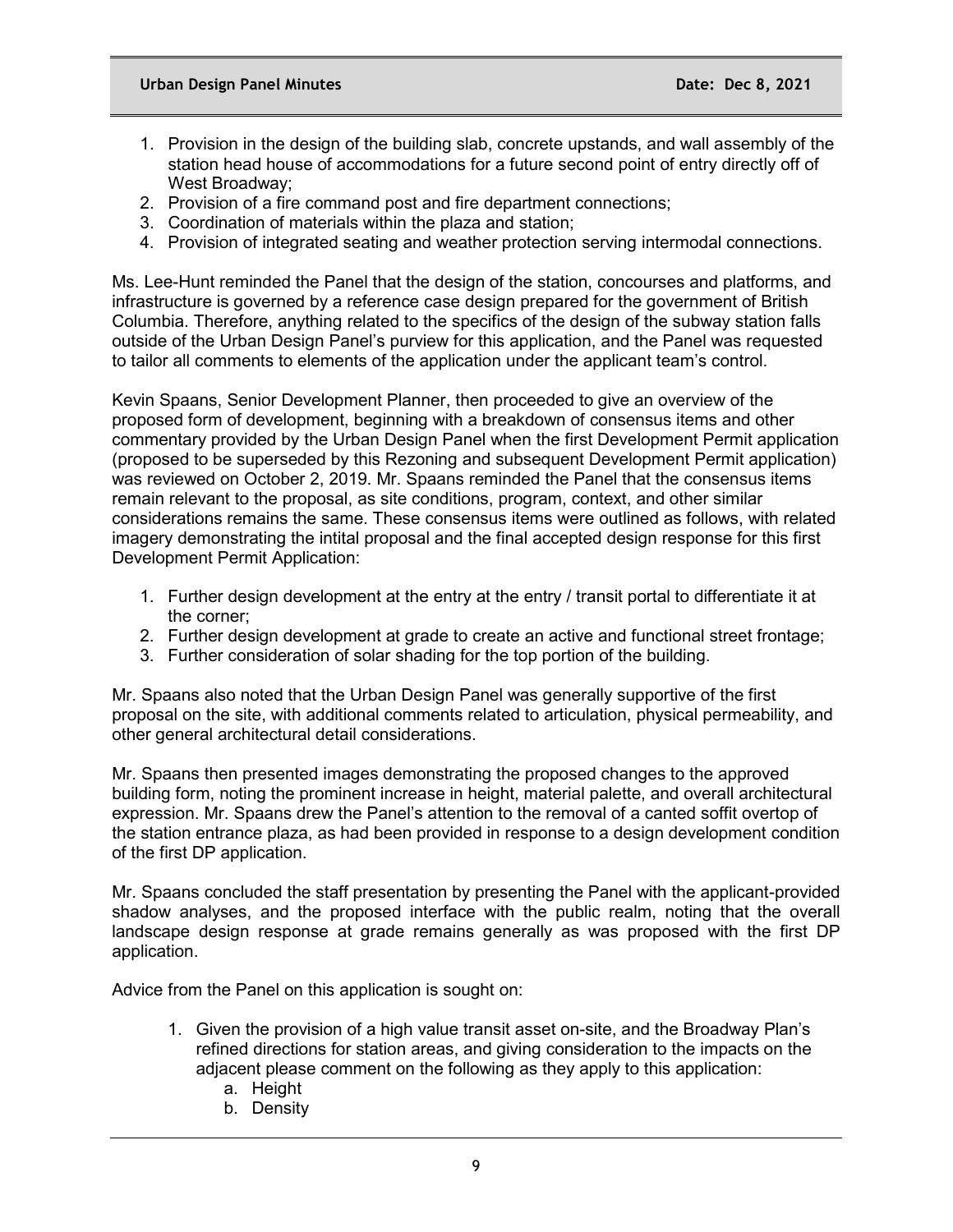1. Provision in the design of the building slab, concrete upstands, and wall assembly of the station head house of accommodations for a future second point of entry directly off of West Broadway;
2. Provision of a fire command post and fire department connections;
3. Coordination of materials within the plaza and station;
4. Provision of integrated seating and weather protection serving intermodal connections.

Ms. Lee-Hunt reminded the Panel that the design of the station, concourses and platforms, and infrastructure is governed by a reference case design prepared for the government of British Columbia. Therefore, anything related to the specifics of the design of the subway station falls outside of the Urban Design Panel's purview for this application, and the Panel was requested to tailor all comments to elements of the application under the applicant team's control.

Kevin Spaans, Senior Development Planner, then proceeded to give an overview of the proposed form of development, beginning with a breakdown of consensus items and other commentary provided by the Urban Design Panel when the first Development Permit application (proposed to be superseded by this Rezoning and subsequent Development Permit application) was reviewed on October 2, 2019. Mr. Spaans reminded the Panel that the consensus items remain relevant to the proposal, as site conditions, program, context, and other similar considerations remains the same. These consensus items were outlined as follows, with related imagery demonstrating the intital proposal and the final accepted design response for this first Development Permit Application:

1. Further design development at the entry at the entry / transit portal to differentiate it at the corner;
2. Further design development at grade to create an active and functional street frontage;
3. Further consideration of solar shading for the top portion of the building.

Mr. Spaans also noted that the Urban Design Panel was generally supportive of the first proposal on the site, with additional comments related to articulation, physical permeability, and other general architectural detail considerations.

Mr. Spaans then presented images demonstrating the proposed changes to the approved building form, noting the prominent increase in height, material palette, and overall architectural expression. Mr. Spaans drew the Panel's attention to the removal of a canted soffit overtop of the station entrance plaza, as had been provided in response to a design development condition of the first DP application.

Mr. Spaans concluded the staff presentation by presenting the Panel with the applicant-provided shadow analyses, and the proposed interface with the public realm, noting that the overall landscape design response at grade remains generally as was proposed with the first DP application.

Advice from the Panel on this application is sought on:

1. Given the provision of a high value transit asset on-site, and the Broadway Plan's refined directions for station areas, and giving consideration to the impacts on the adjacent please comment on the following as they apply to this application:
   a. Height
   b. Density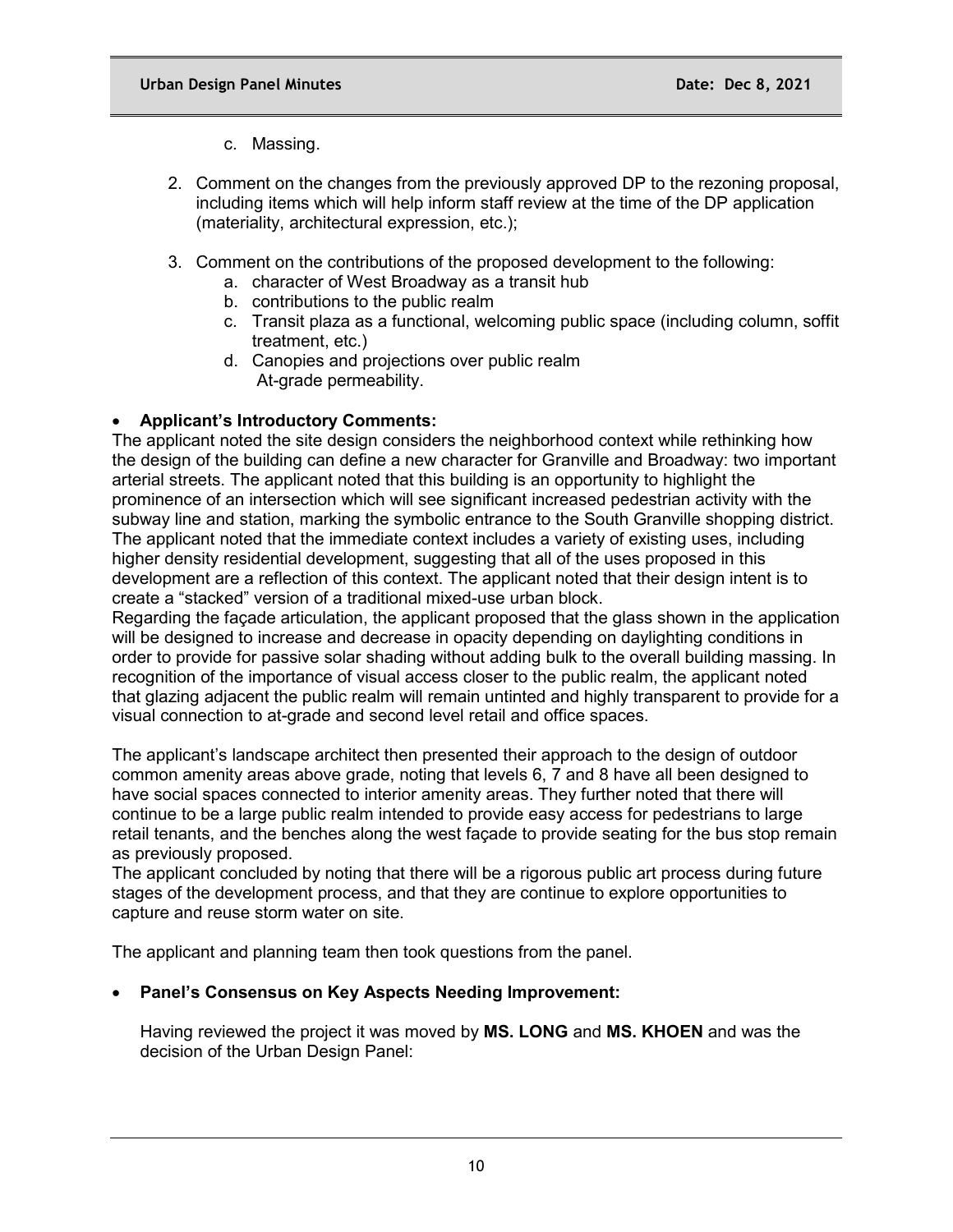c. Massing.

2. Comment on the changes from the previously approved DP to the rezoning proposal, including items which will help inform staff review at the time of the DP application (materiality, architectural expression, etc.);

3. Comment on the contributions of the proposed development to the following:
   a. character of West Broadway as a transit hub
   b. contributions to the public realm
   c. Transit plaza as a functional, welcoming public space (including column, soffit treatment, etc.)
   d. Canopies and projections over public realm
      At-grade permeability.

- **Applicant's Introductory Comments:**

The applicant noted the site design considers the neighborhood context while rethinking how the design of the building can define a new character for Granville and Broadway: two important arterial streets. The applicant noted that this building is an opportunity to highlight the prominence of an intersection which will see significant increased pedestrian activity with the subway line and station, marking the symbolic entrance to the South Granville shopping district. The applicant noted that the immediate context includes a variety of existing uses, including higher density residential development, suggesting that all of the uses proposed in this development are a reflection of this context. The applicant noted that their design intent is to create a "stacked" version of a traditional mixed-use urban block.
Regarding the façade articulation, the applicant proposed that the glass shown in the application will be designed to increase and decrease in opacity depending on daylighting conditions in order to provide for passive solar shading without adding bulk to the overall building massing. In recognition of the importance of visual access closer to the public realm, the applicant noted that glazing adjacent the public realm will remain untinted and highly transparent to provide for a visual connection to at-grade and second level retail and office spaces.

The applicant's landscape architect then presented their approach to the design of outdoor common amenity areas above grade, noting that levels 6, 7 and 8 have all been designed to have social spaces connected to interior amenity areas. They further noted that there will continue to be a large public realm intended to provide easy access for pedestrians to large retail tenants, and the benches along the west façade to provide seating for the bus stop remain as previously proposed.
The applicant concluded by noting that there will be a rigorous public art process during future stages of the development process, and that they are continue to explore opportunities to capture and reuse storm water on site.

The applicant and planning team then took questions from the panel.

- **Panel's Consensus on Key Aspects Needing Improvement:**

  Having reviewed the project it was moved by **MS. LONG** and **MS. KHOEN** and was the decision of the Urban Design Panel: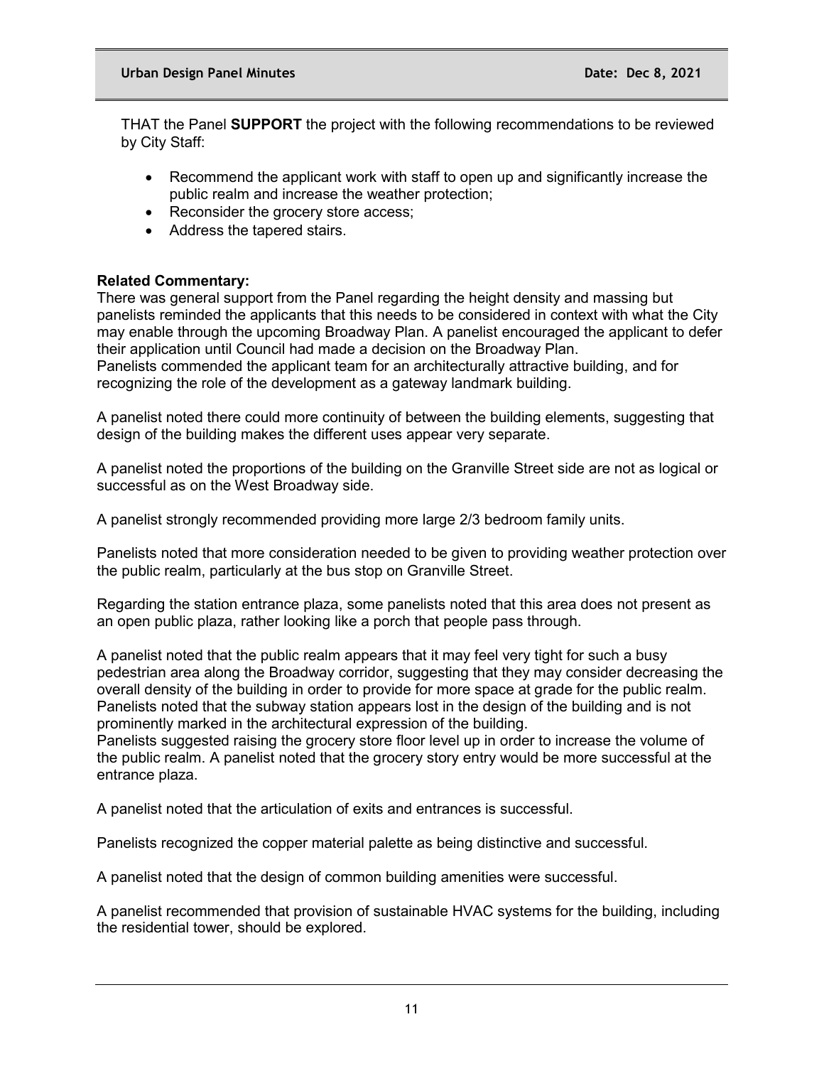THAT the Panel **SUPPORT** the project with the following recommendations to be reviewed by City Staff:

- Recommend the applicant work with staff to open up and significantly increase the public realm and increase the weather protection;
- Reconsider the grocery store access;
- Address the tapered stairs.

**Related Commentary:**
There was general support from the Panel regarding the height density and massing but panelists reminded the applicants that this needs to be considered in context with what the City may enable through the upcoming Broadway Plan. A panelist encouraged the applicant to defer their application until Council had made a decision on the Broadway Plan.
Panelists commended the applicant team for an architecturally attractive building, and for recognizing the role of the development as a gateway landmark building.

A panelist noted there could more continuity of between the building elements, suggesting that design of the building makes the different uses appear very separate.

A panelist noted the proportions of the building on the Granville Street side are not as logical or successful as on the West Broadway side.

A panelist strongly recommended providing more large 2/3 bedroom family units.

Panelists noted that more consideration needed to be given to providing weather protection over the public realm, particularly at the bus stop on Granville Street.

Regarding the station entrance plaza, some panelists noted that this area does not present as an open public plaza, rather looking like a porch that people pass through.

A panelist noted that the public realm appears that it may feel very tight for such a busy pedestrian area along the Broadway corridor, suggesting that they may consider decreasing the overall density of the building in order to provide for more space at grade for the public realm.
Panelists noted that the subway station appears lost in the design of the building and is not prominently marked in the architectural expression of the building.
Panelists suggested raising the grocery store floor level up in order to increase the volume of the public realm. A panelist noted that the grocery story entry would be more successful at the entrance plaza.

A panelist noted that the articulation of exits and entrances is successful.

Panelists recognized the copper material palette as being distinctive and successful.

A panelist noted that the design of common building amenities were successful.

A panelist recommended that provision of sustainable HVAC systems for the building, including the residential tower, should be explored.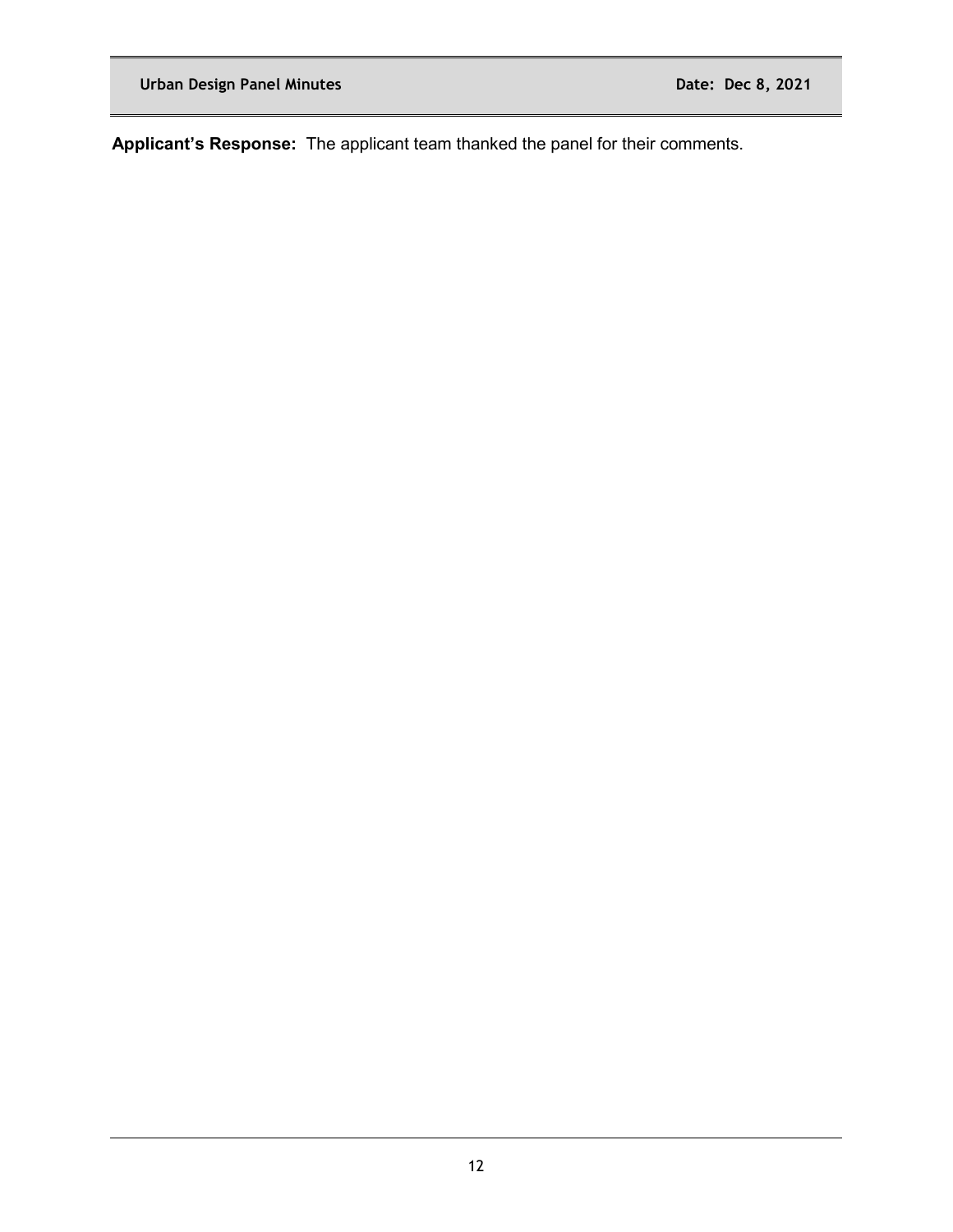**Applicant's Response:** The applicant team thanked the panel for their comments.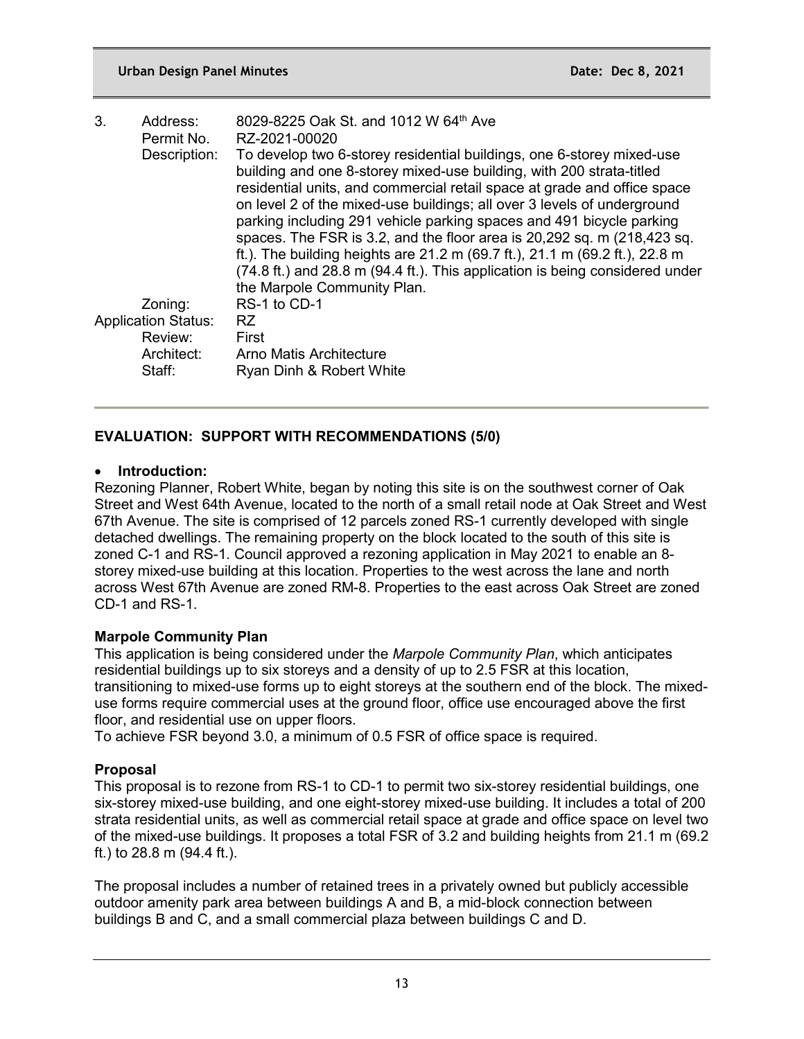3. Address: 8029-8225 Oak St. and 1012 W 64th Ave

Permit No. RZ-2021-00020

Description: To develop two 6-storey residential buildings, one 6-storey mixed-use building and one 8-storey mixed-use building, with 200 strata-titled residential units, and commercial retail space at grade and office space on level 2 of the mixed-use buildings; all over 3 levels of underground parking including 291 vehicle parking spaces and 491 bicycle parking spaces. The FSR is 3.2, and the floor area is 20,292 sq. m (218,423 sq. ft.). The building heights are 21.2 m (69.7 ft.), 21.1 m (69.2 ft.), 22.8 m (74.8 ft.) and 28.8 m (94.4 ft.). This application is being considered under the Marpole Community Plan.

Zoning: RS-1 to CD-1

Application Status: RZ

Review: First

Architect: Arno Matis Architecture

Staff: Ryan Dinh & Robert White

---

**EVALUATION: SUPPORT WITH RECOMMENDATIONS (5/0)**

- **Introduction:**

Rezoning Planner, Robert White, began by noting this site is on the southwest corner of Oak Street and West 64th Avenue, located to the north of a small retail node at Oak Street and West 67th Avenue. The site is comprised of 12 parcels zoned RS-1 currently developed with single detached dwellings. The remaining property on the block located to the south of this site is zoned C-1 and RS-1. Council approved a rezoning application in May 2021 to enable an 8-storey mixed-use building at this location. Properties to the west across the lane and north across West 67th Avenue are zoned RM-8. Properties to the east across Oak Street are zoned CD-1 and RS-1.

**Marpole Community Plan**

This application is being considered under the *Marpole Community Plan*, which anticipates residential buildings up to six storeys and a density of up to 2.5 FSR at this location, transitioning to mixed-use forms up to eight storeys at the southern end of the block. The mixed-use forms require commercial uses at the ground floor, office use encouraged above the first floor, and residential use on upper floors.

To achieve FSR beyond 3.0, a minimum of 0.5 FSR of office space is required.

**Proposal**

This proposal is to rezone from RS-1 to CD-1 to permit two six-storey residential buildings, one six-storey mixed-use building, and one eight-storey mixed-use building. It includes a total of 200 strata residential units, as well as commercial retail space at grade and office space on level two of the mixed-use buildings. It proposes a total FSR of 3.2 and building heights from 21.1 m (69.2 ft.) to 28.8 m (94.4 ft.).

The proposal includes a number of retained trees in a privately owned but publicly accessible outdoor amenity park area between buildings A and B, a mid-block connection between buildings B and C, and a small commercial plaza between buildings C and D.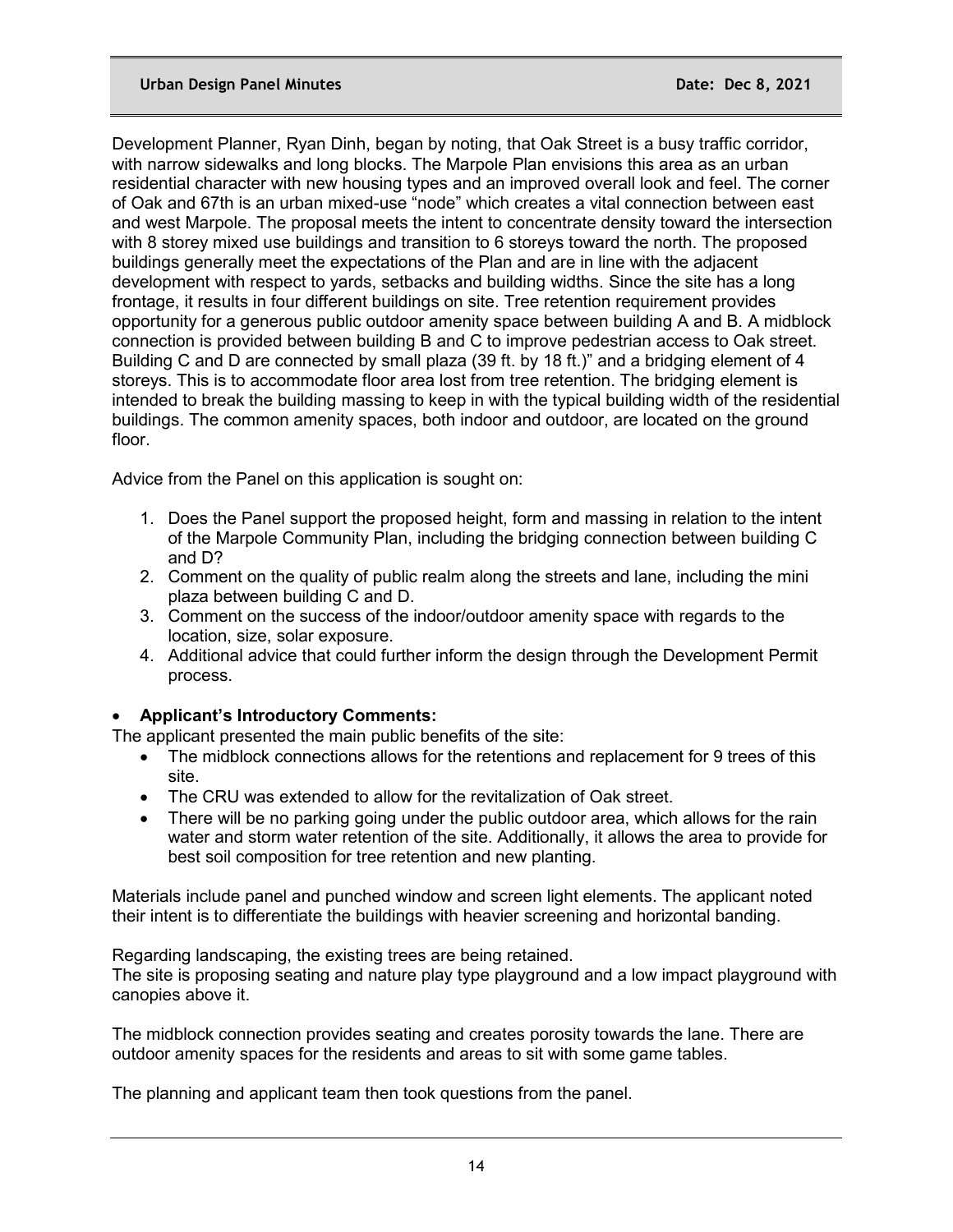Development Planner, Ryan Dinh, began by noting, that Oak Street is a busy traffic corridor, with narrow sidewalks and long blocks. The Marpole Plan envisions this area as an urban residential character with new housing types and an improved overall look and feel. The corner of Oak and 67th is an urban mixed-use "node" which creates a vital connection between east and west Marpole. The proposal meets the intent to concentrate density toward the intersection with 8 storey mixed use buildings and transition to 6 storeys toward the north. The proposed buildings generally meet the expectations of the Plan and are in line with the adjacent development with respect to yards, setbacks and building widths. Since the site has a long frontage, it results in four different buildings on site. Tree retention requirement provides opportunity for a generous public outdoor amenity space between building A and B. A midblock connection is provided between building B and C to improve pedestrian access to Oak street. Building C and D are connected by small plaza (39 ft. by 18 ft.)" and a bridging element of 4 storeys. This is to accommodate floor area lost from tree retention. The bridging element is intended to break the building massing to keep in with the typical building width of the residential buildings. The common amenity spaces, both indoor and outdoor, are located on the ground floor.

Advice from the Panel on this application is sought on:

1. Does the Panel support the proposed height, form and massing in relation to the intent of the Marpole Community Plan, including the bridging connection between building C and D?
2. Comment on the quality of public realm along the streets and lane, including the mini plaza between building C and D.
3. Comment on the success of the indoor/outdoor amenity space with regards to the location, size, solar exposure.
4. Additional advice that could further inform the design through the Development Permit process.

- **Applicant's Introductory Comments:**

The applicant presented the main public benefits of the site:

- The midblock connections allows for the retentions and replacement for 9 trees of this site.
- The CRU was extended to allow for the revitalization of Oak street.
- There will be no parking going under the public outdoor area, which allows for the rain water and storm water retention of the site. Additionally, it allows the area to provide for best soil composition for tree retention and new planting.

Materials include panel and punched window and screen light elements. The applicant noted their intent is to differentiate the buildings with heavier screening and horizontal banding.

Regarding landscaping, the existing trees are being retained.
The site is proposing seating and nature play type playground and a low impact playground with canopies above it.

The midblock connection provides seating and creates porosity towards the lane. There are outdoor amenity spaces for the residents and areas to sit with some game tables.

The planning and applicant team then took questions from the panel.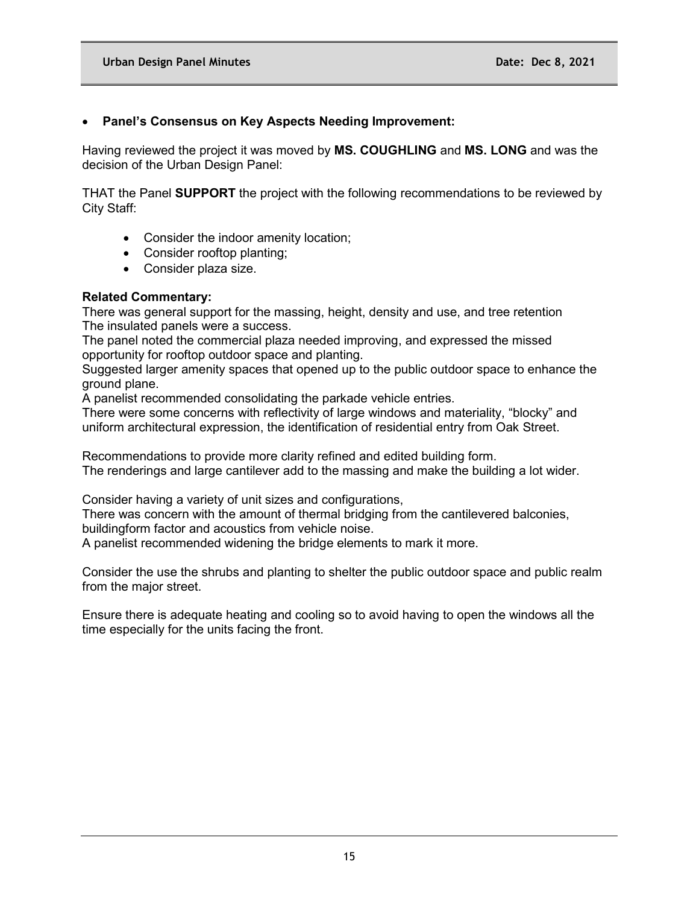- **Panel's Consensus on Key Aspects Needing Improvement:**

Having reviewed the project it was moved by **MS. COUGHLING** and **MS. LONG** and was the decision of the Urban Design Panel:

THAT the Panel **SUPPORT** the project with the following recommendations to be reviewed by City Staff:

- Consider the indoor amenity location;
- Consider rooftop planting;
- Consider plaza size.

**Related Commentary:**

There was general support for the massing, height, density and use, and tree retention
The insulated panels were a success.
The panel noted the commercial plaza needed improving, and expressed the missed opportunity for rooftop outdoor space and planting.
Suggested larger amenity spaces that opened up to the public outdoor space to enhance the ground plane.
A panelist recommended consolidating the parkade vehicle entries.
There were some concerns with reflectivity of large windows and materiality, "blocky" and uniform architectural expression, the identification of residential entry from Oak Street.

Recommendations to provide more clarity refined and edited building form.
The renderings and large cantilever add to the massing and make the building a lot wider.

Consider having a variety of unit sizes and configurations,
There was concern with the amount of thermal bridging from the cantilevered balconies, buildingform factor and acoustics from vehicle noise.
A panelist recommended widening the bridge elements to mark it more.

Consider the use the shrubs and planting to shelter the public outdoor space and public realm from the major street.

Ensure there is adequate heating and cooling so to avoid having to open the windows all the time especially for the units facing the front.